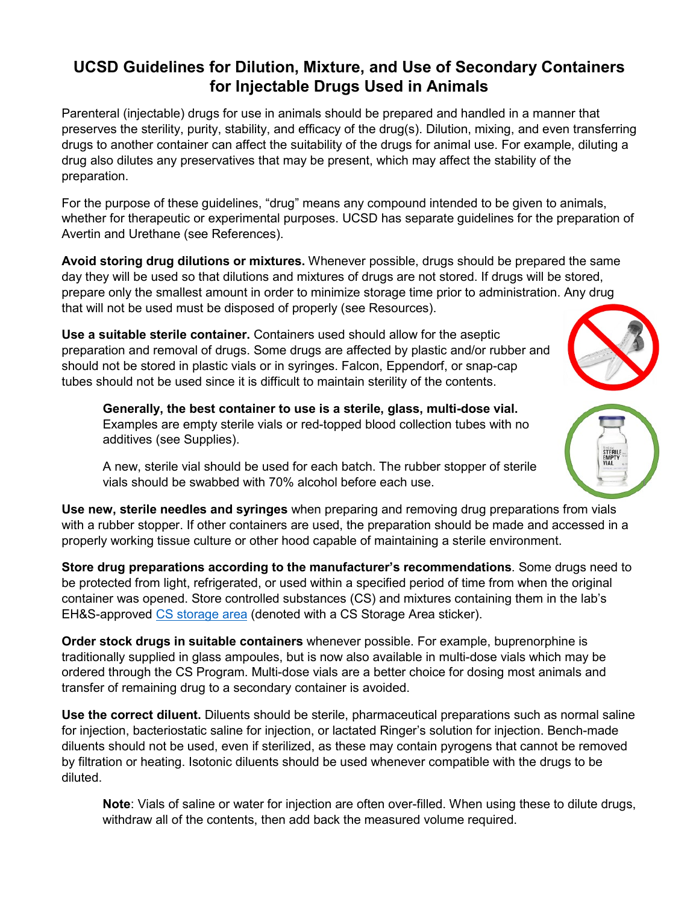# UCSD Guidelines for Dilution, Mixture, and Use of Secondary Containers for Injectable Drugs Used in Animals

Parenteral (injectable) drugs for use in animals should be prepared and handled in a manner that preserves the sterility, purity, stability, and efficacy of the drug(s). Dilution, mixing, and even transferring drugs to another container can affect the suitability of the drugs for animal use. For example, diluting a drug also dilutes any preservatives that may be present, which may affect the stability of the preparation.

For the purpose of these guidelines, "drug" means any compound intended to be given to animals, whether for therapeutic or experimental purposes. UCSD has separate guidelines for the preparation of Avertin and Urethane (see References).

**Avoid storing drug dilutions or mixtures.** Whenever possible, drugs should be prepared the same day they will be used so that dilutions and mixtures of drugs are not stored. If drugs will be stored, prepare only the smallest amount in order to minimize storage time prior to administration. Any drug that will not be used must be disposed of properly (see Resources).

**Use a suitable sterile container.** Containers used should allow for the aseptic preparation and removal of drugs. Some drugs are affected by plastic and/or rubber and should not be stored in plastic vials or in syringes. Falcon, Eppendorf, or snap-cap tubes should not be used since it is difficult to maintain sterility of the contents.

> **Generally, the best container to use is a sterile, glass, multi-dose vial.** Examples are empty sterile vials or red-topped blood collection tubes with no additives (see Supplies).
>
> A new, sterile vial should be used for each batch. The rubber stopper of sterile vials should be swabbed with 70% alcohol before each use.

**Use new, sterile needles and syringes** when preparing and removing drug preparations from vials with a rubber stopper. If other containers are used, the preparation should be made and accessed in a properly working tissue culture or other hood capable of maintaining a sterile environment.

**Store drug preparations according to the manufacturer's recommendations**. Some drugs need to be protected from light, refrigerated, or used within a specified period of time from when the original container was opened. Store controlled substances (CS) and mixtures containing them in the lab's EH&S-approved CS storage area (denoted with a CS Storage Area sticker).

**Order stock drugs in suitable containers** whenever possible. For example, buprenorphine is traditionally supplied in glass ampoules, but is now also available in multi-dose vials which may be ordered through the CS Program. Multi-dose vials are a better choice for dosing most animals and transfer of remaining drug to a secondary container is avoided.

**Use the correct diluent.** Diluents should be sterile, pharmaceutical preparations such as normal saline for injection, bacteriostatic saline for injection, or lactated Ringer's solution for injection. Bench-made diluents should not be used, even if sterilized, as these may contain pyrogens that cannot be removed by filtration or heating. Isotonic diluents should be used whenever compatible with the drugs to be diluted.

> **Note**: Vials of saline or water for injection are often over-filled. When using these to dilute drugs, withdraw all of the contents, then add back the measured volume required.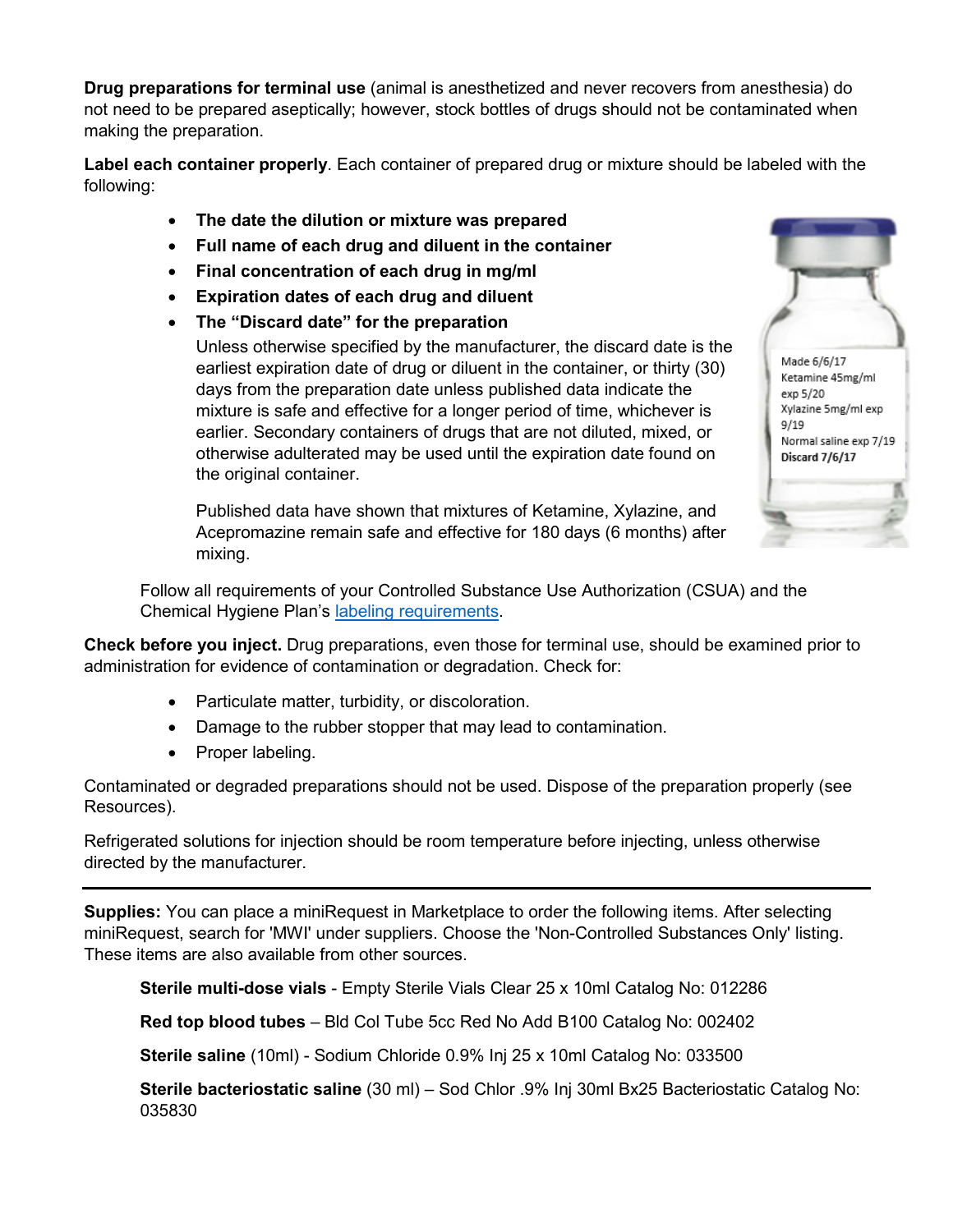**Drug preparations for terminal use** (animal is anesthetized and never recovers from anesthesia) do not need to be prepared aseptically; however, stock bottles of drugs should not be contaminated when making the preparation.

**Label each container properly**. Each container of prepared drug or mixture should be labeled with the following:

- **The date the dilution or mixture was prepared**
- **Full name of each drug and diluent in the container**
- **Final concentration of each drug in mg/ml**
- **Expiration dates of each drug and diluent**
- **The "Discard date" for the preparation**

  Unless otherwise specified by the manufacturer, the discard date is the earliest expiration date of drug or diluent in the container, or thirty (30) days from the preparation date unless published data indicate the mixture is safe and effective for a longer period of time, whichever is earlier. Secondary containers of drugs that are not diluted, mixed, or otherwise adulterated may be used until the expiration date found on the original container.

  Published data have shown that mixtures of Ketamine, Xylazine, and Acepromazine remain safe and effective for 180 days (6 months) after mixing.

Made 6/6/17
Ketamine 45mg/ml exp 5/20
Xylazine 5mg/ml exp 9/19
Normal saline exp 7/19
**Discard 7/6/17**

Follow all requirements of your Controlled Substance Use Authorization (CSUA) and the Chemical Hygiene Plan's labeling requirements.

**Check before you inject.** Drug preparations, even those for terminal use, should be examined prior to administration for evidence of contamination or degradation. Check for:

- Particulate matter, turbidity, or discoloration.
- Damage to the rubber stopper that may lead to contamination.
- Proper labeling.

Contaminated or degraded preparations should not be used. Dispose of the preparation properly (see Resources).

Refrigerated solutions for injection should be room temperature before injecting, unless otherwise directed by the manufacturer.

---

**Supplies:** You can place a miniRequest in Marketplace to order the following items. After selecting miniRequest, search for 'MWI' under suppliers. Choose the 'Non-Controlled Substances Only' listing. These items are also available from other sources.

**Sterile multi-dose vials** - Empty Sterile Vials Clear 25 x 10ml Catalog No: 012286

**Red top blood tubes** – Bld Col Tube 5cc Red No Add B100 Catalog No: 002402

**Sterile saline** (10ml) - Sodium Chloride 0.9% Inj 25 x 10ml Catalog No: 033500

**Sterile bacteriostatic saline** (30 ml) – Sod Chlor .9% Inj 30ml Bx25 Bacteriostatic Catalog No: 035830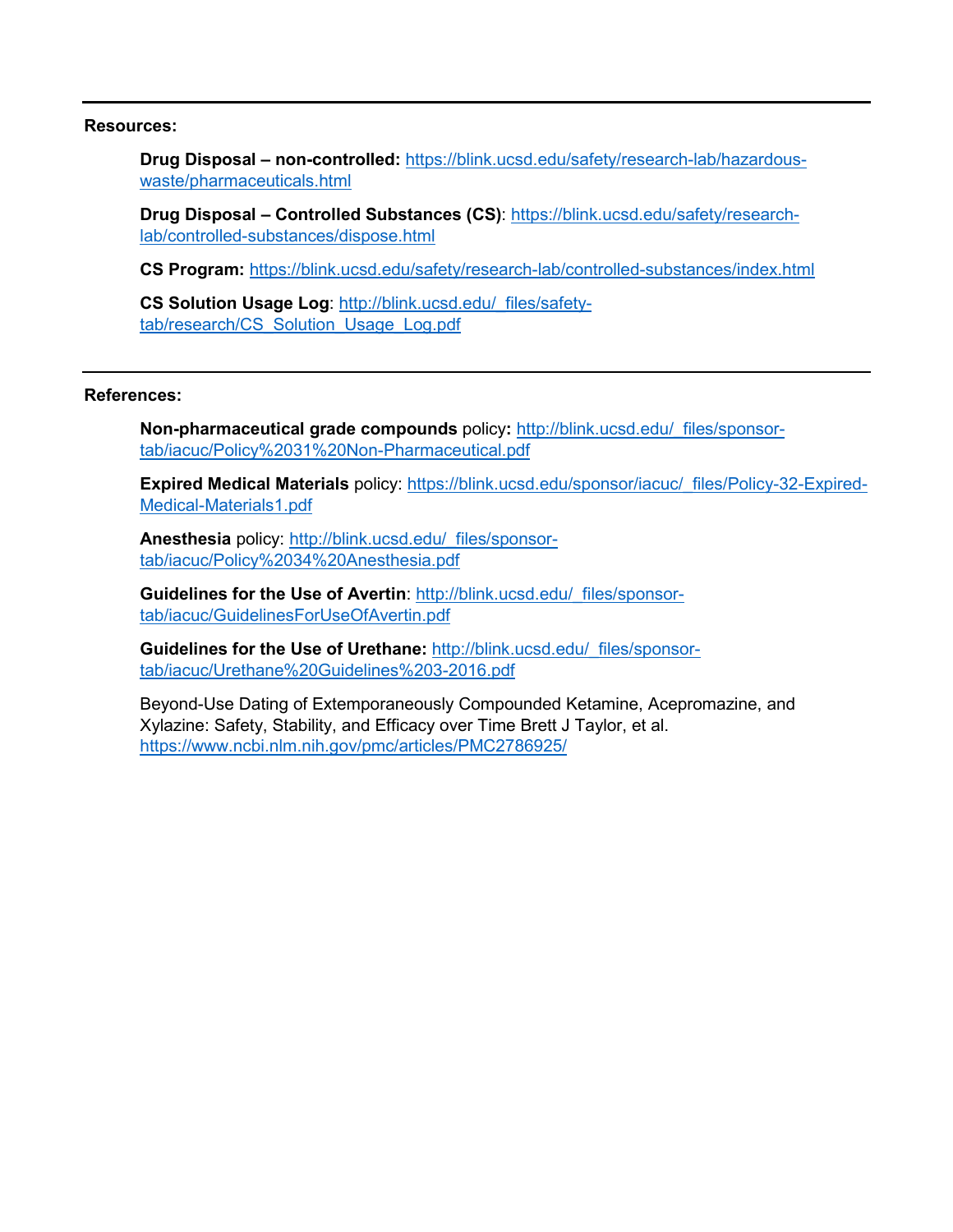---

**Resources:**

**Drug Disposal – non-controlled:** https://blink.ucsd.edu/safety/research-lab/hazardous-waste/pharmaceuticals.html

**Drug Disposal – Controlled Substances (CS)**: https://blink.ucsd.edu/safety/research-lab/controlled-substances/dispose.html

**CS Program:** https://blink.ucsd.edu/safety/research-lab/controlled-substances/index.html

**CS Solution Usage Log**: http://blink.ucsd.edu/_files/safety-tab/research/CS_Solution_Usage_Log.pdf

---

**References:**

**Non-pharmaceutical grade compounds** policy**:** http://blink.ucsd.edu/_files/sponsor-tab/iacuc/Policy%2031%20Non-Pharmaceutical.pdf

**Expired Medical Materials** policy: https://blink.ucsd.edu/sponsor/iacuc/_files/Policy-32-Expired-Medical-Materials1.pdf

**Anesthesia** policy: http://blink.ucsd.edu/_files/sponsor-tab/iacuc/Policy%2034%20Anesthesia.pdf

**Guidelines for the Use of Avertin**: http://blink.ucsd.edu/_files/sponsor-tab/iacuc/GuidelinesForUseOfAvertin.pdf

**Guidelines for the Use of Urethane:** http://blink.ucsd.edu/_files/sponsor-tab/iacuc/Urethane%20Guidelines%203-2016.pdf

Beyond-Use Dating of Extemporaneously Compounded Ketamine, Acepromazine, and Xylazine: Safety, Stability, and Efficacy over Time Brett J Taylor, et al. https://www.ncbi.nlm.nih.gov/pmc/articles/PMC2786925/